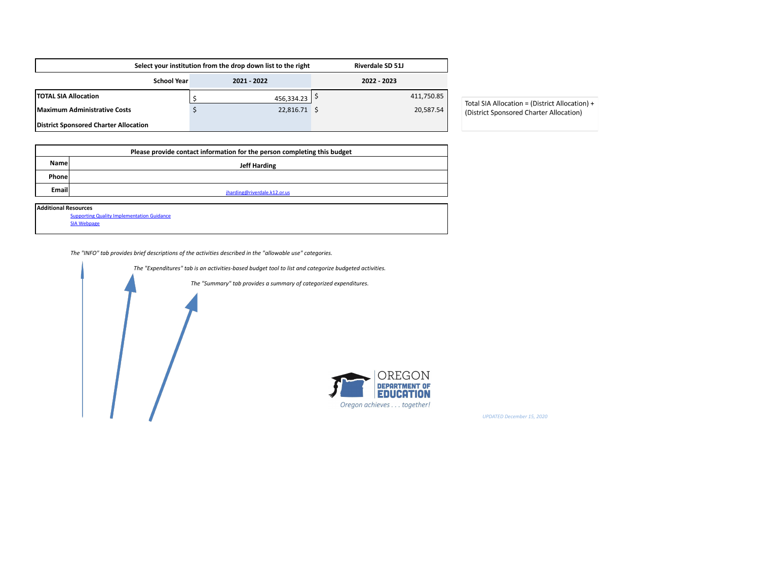| Select your institution from the drop down list to the right | | Riverdale SD 51J |
| --- | --- | --- |
| School Year | 2021 - 2022 | 2022 - 2023 |
| TOTAL SIA Allocation | $ 456,334.23 | $ 411,750.85 |
| Maximum Administrative Costs | $ 22,816.71 | $ 20,587.54 |
| District Sponsored Charter Allocation | | |

Total SIA Allocation = (District Allocation) + (District Sponsored Charter Allocation)

| Please provide contact information for the person completing this budget | |
| --- | --- |
| Name | Jeff Harding |
| Phone | |
| Email | jharding@riverdale.k12.or.us |

**Additional Resources**

- Supporting Quality Implementation Guidance
- SIA Webpage

*The "INFO" tab provides brief descriptions of the activities described in the "allowable use" categories.*

*The "Expenditures" tab is an activities-based budget tool to list and categorize budgeted activities.*

*The "Summary" tab provides a summary of categorized expenditures.*

OREGON DEPARTMENT OF EDUCATION

*Oregon achieves . . . together!*

*UPDATED December 15, 2020*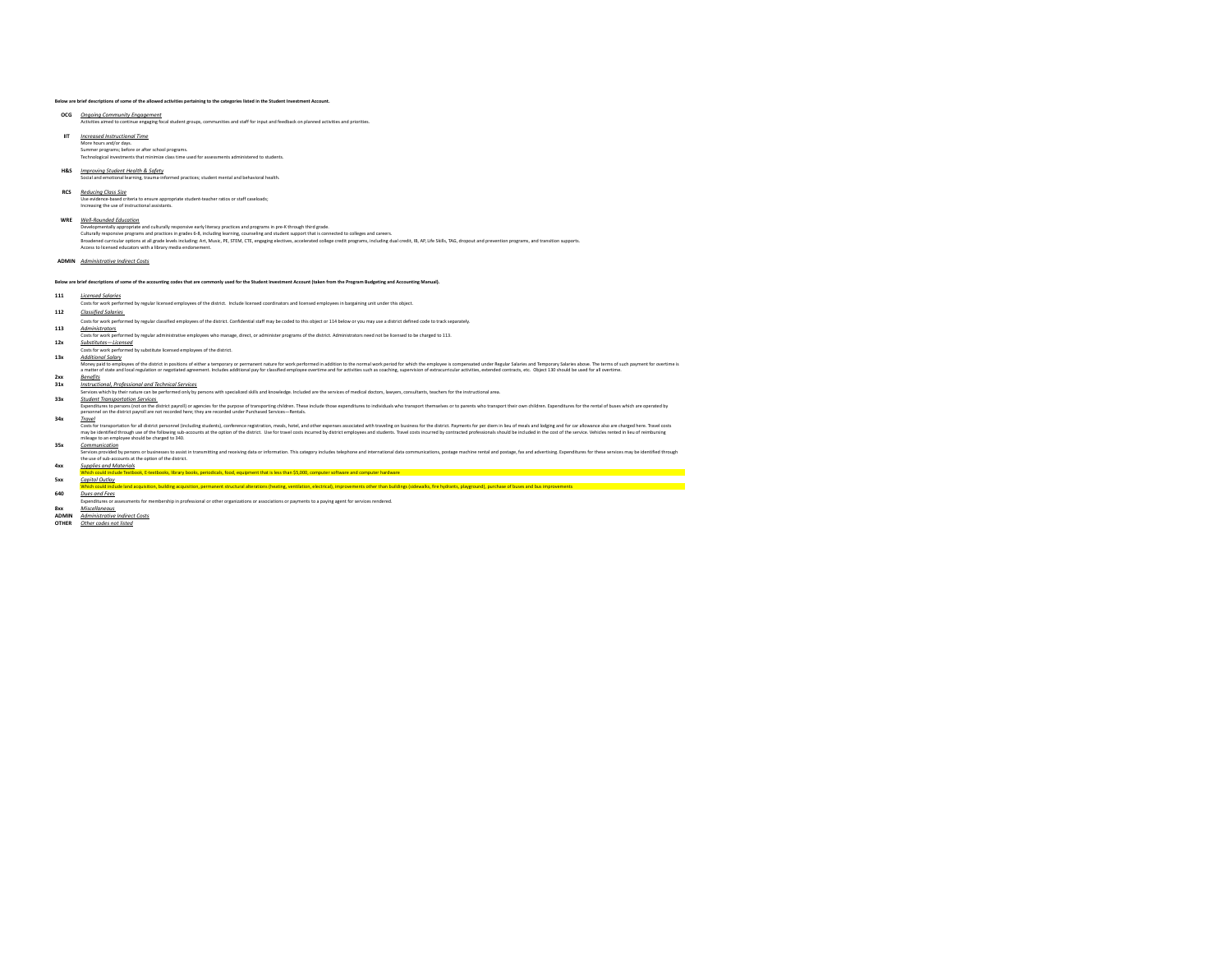**Below are brief descriptions of some of the allowed activities pertaining to the categories listed in the Student Investment Account.**

**OCG** *Ongoing Community Engagement*
Activities aimed to continue engaging focal student groups, communities and staff for input and feedback on planned activities and priorities.

**IIT** *Increased Instructional Time*
More hours and/or days.
Summer programs; before or after school programs.
Technological investments that minimize class time used for assessments administered to students.

**H&S** *Improving Student Health & Safety*
Social and emotional learning, trauma-informed practices; student mental and behavioral health.

**RCS** *Reducing Class Size*
Use evidence-based criteria to ensure appropriate student-teacher ratios or staff caseloads;
Increasing the use of instructional assistants.

**WRE** *Well-Rounded Education*
Developmentally appropriate and culturally responsive early literacy practices and programs in pre-K through third grade.
Culturally responsive programs and practices in grades 6-8, including learning, counseling and student support that is connected to colleges and careers.
Broadened curricular options at all grade levels including: Art, Music, PE, STEM, CTE, engaging electives, accelerated college credit programs, including dual credit, IB, AP, Life Skills, TAG, dropout and prevention programs, and transition supports.
Access to licensed educators with a library media endorsement.

**ADMIN** *Administrative Indirect Costs*

**Below are brief descriptions of some of the accounting codes that are commonly used for the Student Investment Account (taken from the Program Budgeting and Accounting Manual).**

**111** *Licensed Salaries*
Costs for work performed by regular licensed employees of the district. Include licensed coordinators and licensed employees in bargaining unit under this object.

**112** *Classified Salaries*
Costs for work performed by regular classified employees of the district. Confidential staff may be coded to this object or 114 below or you may use a district defined code to track separately.

**113** *Administrators*
Costs for work performed by regular administrative employees who manage, direct, or administer programs of the district. Administrators need not be licensed to be charged to 113.

**12x** *Substitutes—Licensed*
Costs for work performed by substitute licensed employees of the district.

**13x** *Additional Salary*
Money paid to employees of the district in positions of either a temporary or permanent nature for work performed in addition to the normal work period for which the employee is compensated under Regular Salaries and Temporary Salaries above. The terms of such payment for overtime is a matter of state and local regulation or negotiated agreement. Includes additional pay for classified employee overtime and for activities such as coaching, supervision of extracurricular activities, extended contracts, etc. Object 130 should be used for all overtime.

**2xx** *Benefits*

**31x** *Instructional, Professional and Technical Services*
Services which by their nature can be performed only by persons with specialized skills and knowledge. Included are the services of medical doctors, lawyers, consultants, teachers for the instructional area.

**33x** *Student Transportation Services*
Expenditures to persons (not on the district payroll) or agencies for the purpose of transporting children. These include those expenditures to individuals who transport themselves or to parents who transport their own children. Expenditures for the rental of buses which are operated by personnel on the district payroll are not recorded here; they are recorded under Purchased Services—Rentals.

**34x** *Travel*
Costs for transportation for all district personnel (including students), conference registration, meals, hotel, and other expenses associated with traveling on business for the district. Payments for per diem in lieu of meals and lodging and for car allowance also are charged here. Travel costs may be identified through use of the following sub-accounts at the option of the district. Use for travel costs incurred by district employees and students. Travel costs incurred by contracted professionals should be included in the cost of the service. Vehicles rented in lieu of reimbursing mileage to an employee should be charged to 340.

**35x** *Communication*
Services provided by persons or businesses to assist in transmitting and receiving data or information. This category includes telephone and international data communications, postage machine rental and postage, fax and advertising. Expenditures for these services may be identified through the use of sub-accounts at the option of the district.

**4xx** *Supplies and Materials*
Which could include Textbook, E-textbooks, library books, periodicals, food, equipment that is less than $5,000, computer software and computer hardware

**5xx** *Capitol Outlay*
Which could include land acquisition, building acquisition, permanent structural alterations (heating, ventilation, electrical), improvements other than buildings (sidewalks, fire hydrants, playground), purchase of buses and bus improvements

**640** *Dues and Fees*
Expenditures or assessments for membership in professional or other organizations or associations or payments to a paying agent for services rendered.

**8xx** *Miscellaneous*

**ADMIN** *Administrative Indirect Costs*

**OTHER** *Other codes not listed*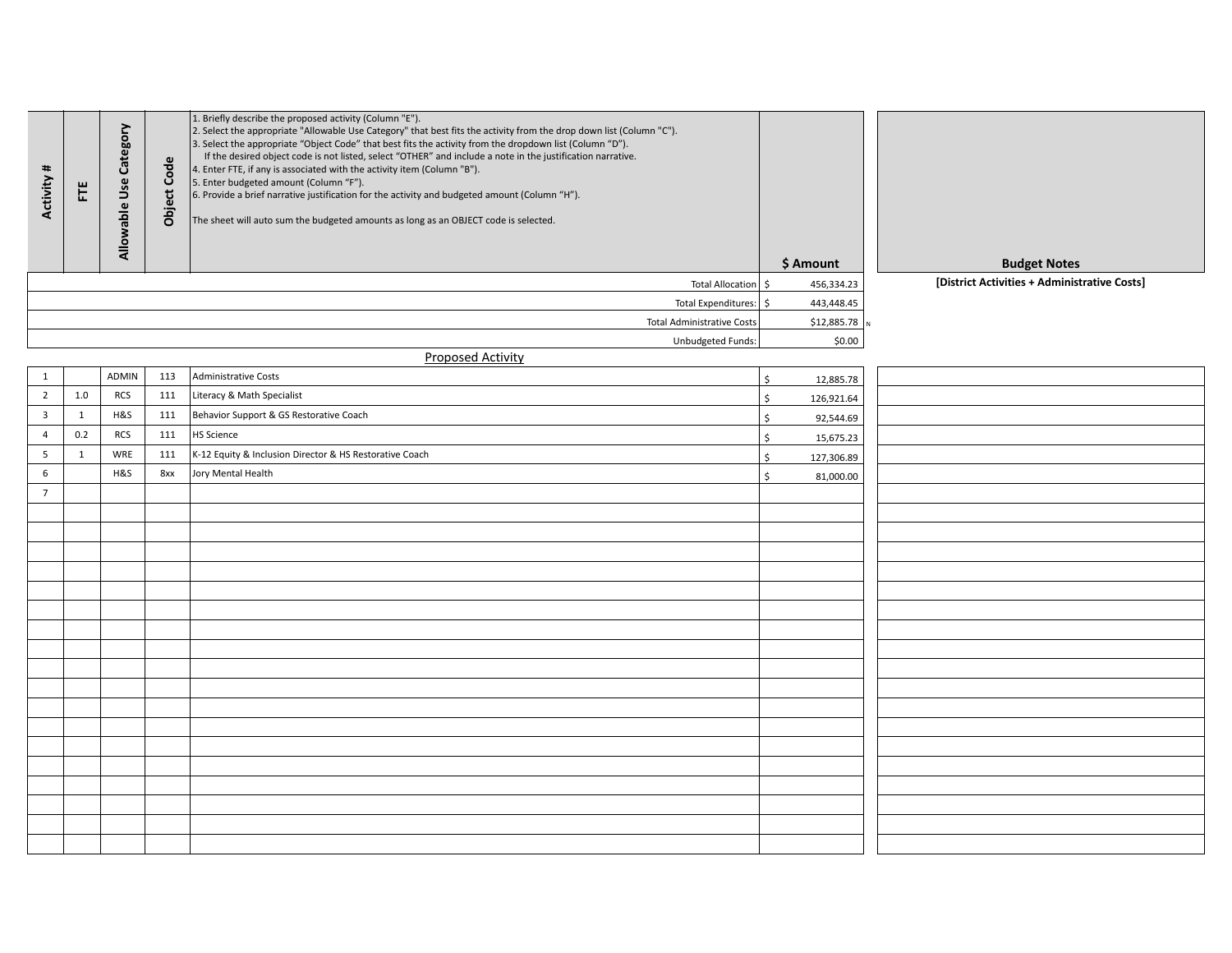| Activity # | FTE | Allowable Use Category | Object Code | 1. Briefly describe the proposed activity (Column "E").<br>2. Select the appropriate "Allowable Use Category" that best fits the activity from the drop down list (Column "C").<br>3. Select the appropriate "Object Code" that best fits the activity from the dropdown list (Column "D").<br>If the desired object code is not listed, select "OTHER" and include a note in the justification narrative.<br>4. Enter FTE, if any is associated with the activity item (Column "B").<br>5. Enter budgeted amount (Column "F").<br>6. Provide a brief narrative justification for the activity and budgeted amount (Column "H").<br><br>The sheet will auto sum the budgeted amounts as long as an OBJECT code is selected. | $ Amount | Budget Notes |
|---|---|---|---|---|---|---|
| | | | | Total Allocation | $ 456,334.23 | [District Activities + Administrative Costs] |
| | | | | Total Expenditures: | $ 443,448.45 | |
| | | | | Total Administrative Costs | $12,885.78 | |
| | | | | Unbudgeted Funds: | $0.00 | |
| | | | | Proposed Activity | | |
| 1 | | ADMIN | 113 | Administrative Costs | $ 12,885.78 | |
| 2 | 1.0 | RCS | 111 | Literacy & Math Specialist | $ 126,921.64 | |
| 3 | 1 | H&S | 111 | Behavior Support & GS Restorative Coach | $ 92,544.69 | |
| 4 | 0.2 | RCS | 111 | HS Science | $ 15,675.23 | |
| 5 | 1 | WRE | 111 | K-12 Equity & Inclusion Director & HS Restorative Coach | $ 127,306.89 | |
| 6 | | H&S | 8xx | Jory Mental Health | $ 81,000.00 | |
| 7 | | | | | | |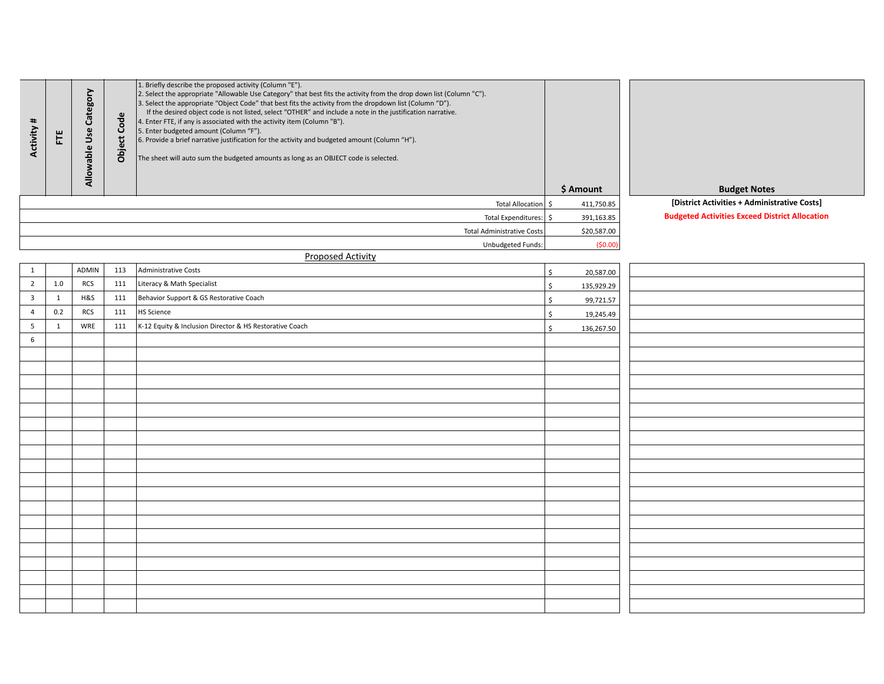| Activity # | FTE | Allowable Use Category | Object Code | 1. Briefly describe the proposed activity (Column "E").<br>2. Select the appropriate "Allowable Use Category" that best fits the activity from the drop down list (Column "C").<br>3. Select the appropriate "Object Code" that best fits the activity from the dropdown list (Column "D").<br>If the desired object code is not listed, select "OTHER" and include a note in the justification narrative.<br>4. Enter FTE, if any is associated with the activity item (Column "B").<br>5. Enter budgeted amount (Column "F").<br>6. Provide a brief narrative justification for the activity and budgeted amount (Column "H").<br><br>The sheet will auto sum the budgeted amounts as long as an OBJECT code is selected. | $ Amount | Budget Notes |
|---|---|---|---|---|---|---|
| | | | | Total Allocation | $ 411,750.85 | **[District Activities + Administrative Costs]** |
| | | | | Total Expenditures: | $ 391,163.85 | **Budgeted Activities Exceed District Allocation** |
| | | | | Total Administrative Costs | $20,587.00 | |
| | | | | Unbudgeted Funds: | ($0.00) | |
| | | | | Proposed Activity | | |
| 1 | | ADMIN | 113 | Administrative Costs | $ 20,587.00 | |
| 2 | 1.0 | RCS | 111 | Literacy & Math Specialist | $ 135,929.29 | |
| 3 | 1 | H&S | 111 | Behavior Support & GS Restorative Coach | $ 99,721.57 | |
| 4 | 0.2 | RCS | 111 | HS Science | $ 19,245.49 | |
| 5 | 1 | WRE | 111 | K-12 Equity & Inclusion Director & HS Restorative Coach | $ 136,267.50 | |
| 6 | | | | | | |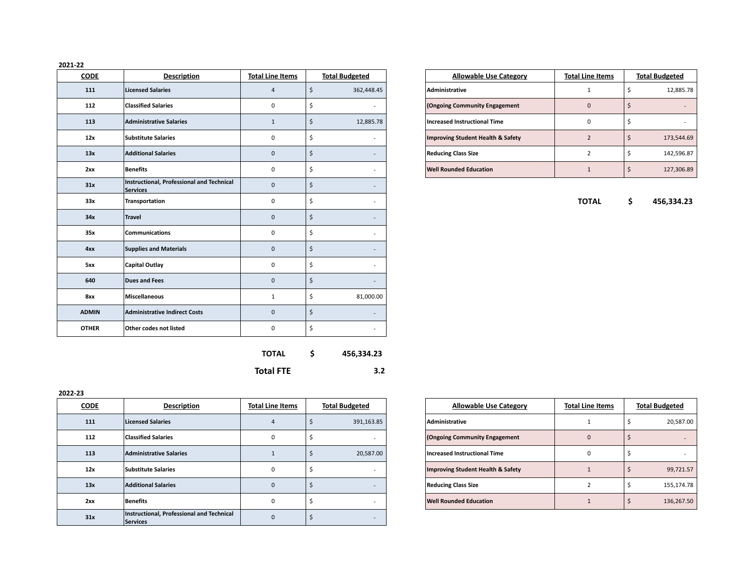2021-22

| CODE | Description | Total Line Items | Total Budgeted |
|---|---|---|---|
| 111 | Licensed Salaries | 4 | $ 362,448.45 |
| 112 | Classified Salaries | 0 | $ - |
| 113 | Administrative Salaries | 1 | $ 12,885.78 |
| 12x | Substitute Salaries | 0 | $ - |
| 13x | Additional Salaries | 0 | $ - |
| 2xx | Benefits | 0 | $ - |
| 31x | Instructional, Professional and Technical Services | 0 | $ - |
| 33x | Transportation | 0 | $ - |
| 34x | Travel | 0 | $ - |
| 35x | Communications | 0 | $ - |
| 4xx | Supplies and Materials | 0 | $ - |
| 5xx | Capital Outlay | 0 | $ - |
| 640 | Dues and Fees | 0 | $ - |
| 8xx | Miscellaneous | 1 | $ 81,000.00 |
| ADMIN | Administrative Indirect Costs | 0 | $ - |
| OTHER | Other codes not listed | 0 | $ - |

**TOTAL $ 456,334.23**

**Total FTE 3.2**

| Allowable Use Category | Total Line Items | Total Budgeted |
|---|---|---|
| Administrative | 1 | $ 12,885.78 |
| (Ongoing Community Engagement | 0 | $ - |
| Increased Instructional Time | 0 | $ - |
| Improving Student Health & Safety | 2 | $ 173,544.69 |
| Reducing Class Size | 2 | $ 142,596.87 |
| Well Rounded Education | 1 | $ 127,306.89 |

**TOTAL $ 456,334.23**

2022-23

| CODE | Description | Total Line Items | Total Budgeted |
|---|---|---|---|
| 111 | Licensed Salaries | 4 | $ 391,163.85 |
| 112 | Classified Salaries | 0 | $ - |
| 113 | Administrative Salaries | 1 | $ 20,587.00 |
| 12x | Substitute Salaries | 0 | $ - |
| 13x | Additional Salaries | 0 | $ - |
| 2xx | Benefits | 0 | $ - |
| 31x | Instructional, Professional and Technical Services | 0 | $ - |

| Allowable Use Category | Total Line Items | Total Budgeted |
|---|---|---|
| Administrative | 1 | $ 20,587.00 |
| (Ongoing Community Engagement | 0 | $ - |
| Increased Instructional Time | 0 | $ - |
| Improving Student Health & Safety | 1 | $ 99,721.57 |
| Reducing Class Size | 2 | $ 155,174.78 |
| Well Rounded Education | 1 | $ 136,267.50 |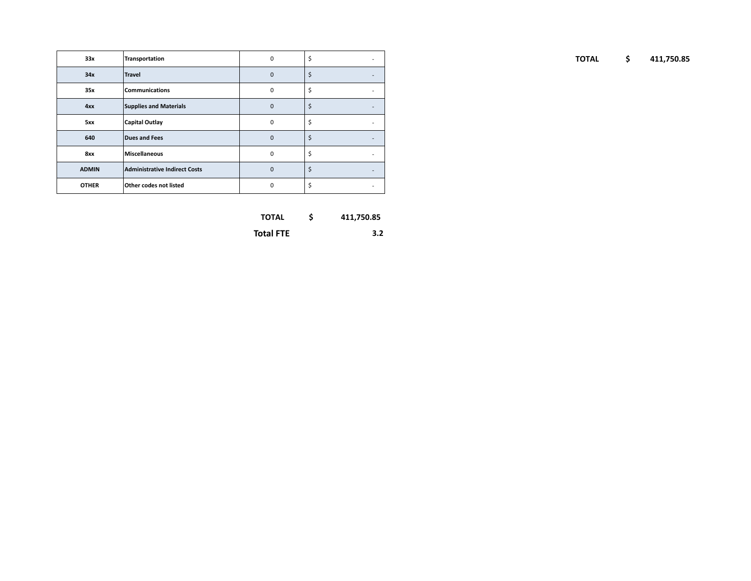| | | | |
|---|---|---|---|
| **33x** | **Transportation** | 0 | $ - |
| **34x** | **Travel** | 0 | $ - |
| **35x** | **Communications** | 0 | $ - |
| **4xx** | **Supplies and Materials** | 0 | $ - |
| **5xx** | **Capital Outlay** | 0 | $ - |
| **640** | **Dues and Fees** | 0 | $ - |
| **8xx** | **Miscellaneous** | 0 | $ - |
| **ADMIN** | **Administrative Indirect Costs** | 0 | $ - |
| **OTHER** | **Other codes not listed** | 0 | $ - |

**TOTAL** **$ 411,750.85**

**Total FTE** **3.2**

**TOTAL** **$ 411,750.85**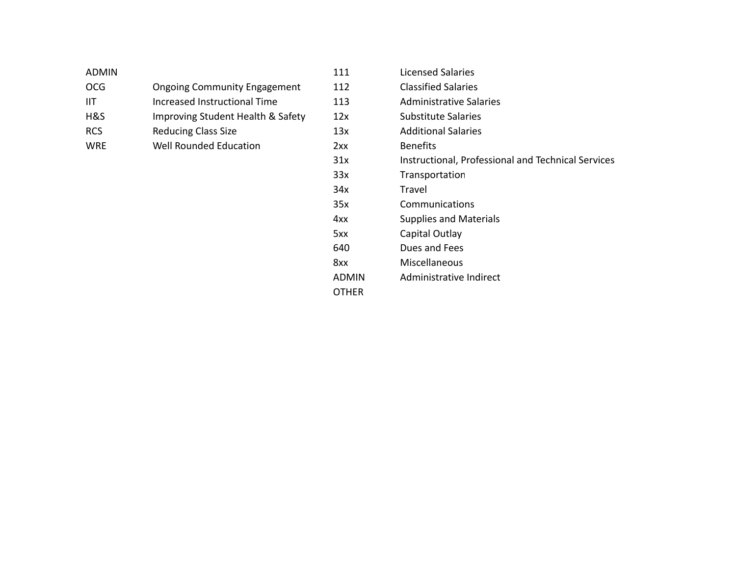| | | | |
|---|---|---|---|
| ADMIN | | 111 | Licensed Salaries |
| OCG | Ongoing Community Engagement | 112 | Classified Salaries |
| IIT | Increased Instructional Time | 113 | Administrative Salaries |
| H&S | Improving Student Health & Safety | 12x | Substitute Salaries |
| RCS | Reducing Class Size | 13x | Additional Salaries |
| WRE | Well Rounded Education | 2xx | Benefits |
| | | 31x | Instructional, Professional and Technical Services |
| | | 33x | Transportation |
| | | 34x | Travel |
| | | 35x | Communications |
| | | 4xx | Supplies and Materials |
| | | 5xx | Capital Outlay |
| | | 640 | Dues and Fees |
| | | 8xx | Miscellaneous |
| | | ADMIN | Administrative Indirect |
| | | OTHER | |